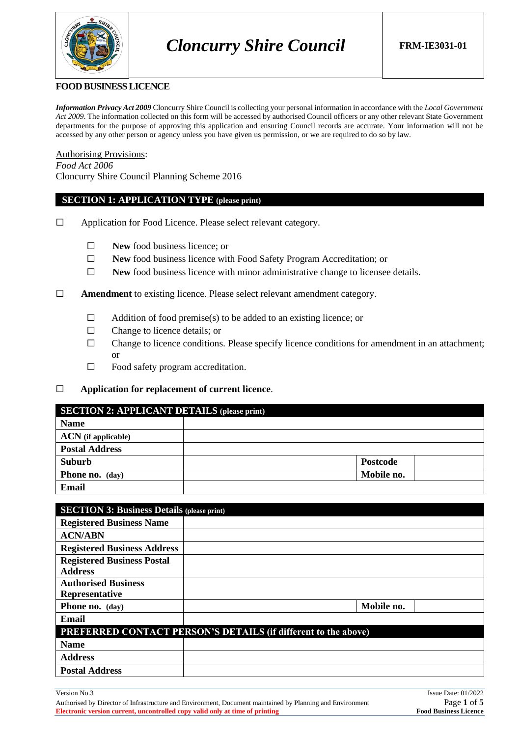# Cloncurry Shire Council

**FRM-IE3031-01**

**FOOD BUSINESS LICENCE**

***Information Privacy Act 2009*** Cloncurry Shire Council is collecting your personal information in accordance with the *Local Government Act 2009*. The information collected on this form will be accessed by authorised Council officers or any other relevant State Government departments for the purpose of approving this application and ensuring Council records are accurate. Your information will not be accessed by any other person or agency unless you have given us permission, or we are required to do so by law.

Authorising Provisions:
*Food Act 2006*
Cloncurry Shire Council Planning Scheme 2016

## SECTION 1: APPLICATION TYPE (please print)

☐ Application for Food Licence. Please select relevant category.

- ☐ **New** food business licence; or
- ☐ **New** food business licence with Food Safety Program Accreditation; or
- ☐ **New** food business licence with minor administrative change to licensee details.

☐ **Amendment** to existing licence. Please select relevant amendment category.

- ☐ Addition of food premise(s) to be added to an existing licence; or
- ☐ Change to licence details; or
- ☐ Change to licence conditions. Please specify licence conditions for amendment in an attachment; or
- ☐ Food safety program accreditation.

☐ **Application for replacement of current licence**.

## SECTION 2: APPLICANT DETAILS (please print)

| | | | |
|---|---|---|---|
| **Name** | | | |
| **ACN** (if applicable) | | | |
| **Postal Address** | | | |
| **Suburb** | | **Postcode** | |
| **Phone no.** (day) | | **Mobile no.** | |
| **Email** | | | |

## SECTION 3: Business Details (please print)

| | | | |
|---|---|---|---|
| **Registered Business Name** | | | |
| **ACN/ABN** | | | |
| **Registered Business Address** | | | |
| **Registered Business Postal Address** | | | |
| **Authorised Business Representative** | | | |
| **Phone no.** (day) | | **Mobile no.** | |
| **Email** | | | |
| **PREFERRED CONTACT PERSON'S DETAILS (if different to the above)** | | | |
| **Name** | | | |
| **Address** | | | |
| **Postal Address** | | | |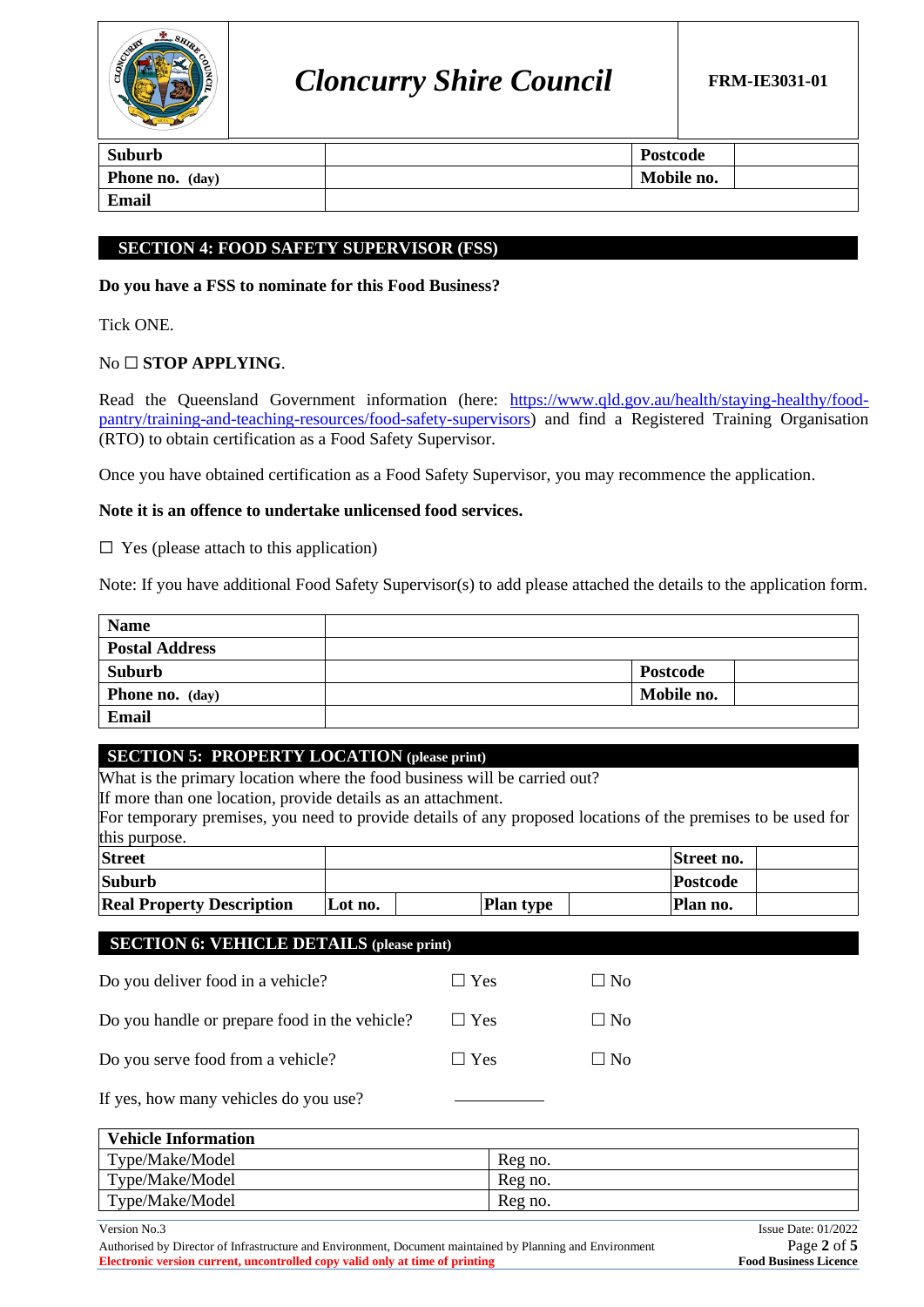| Suburb | | Postcode | |
|---|---|---|---|
| Phone no. (day) | | Mobile no. | |
| Email | | | |

## SECTION 4: FOOD SAFETY SUPERVISOR (FSS)

**Do you have a FSS to nominate for this Food Business?**

Tick ONE.

No ☐ **STOP APPLYING**.

Read the Queensland Government information (here: https://www.qld.gov.au/health/staying-healthy/food-pantry/training-and-teaching-resources/food-safety-supervisors) and find a Registered Training Organisation (RTO) to obtain certification as a Food Safety Supervisor.

Once you have obtained certification as a Food Safety Supervisor, you may recommence the application.

**Note it is an offence to undertake unlicensed food services.**

☐ Yes (please attach to this application)

Note: If you have additional Food Safety Supervisor(s) to add please attached the details to the application form.

| Name | | | |
|---|---|---|---|
| Postal Address | | | |
| Suburb | | Postcode | |
| Phone no. (day) | | Mobile no. | |
| Email | | | |

## SECTION 5: PROPERTY LOCATION (please print)

What is the primary location where the food business will be carried out?
If more than one location, provide details as an attachment.
For temporary premises, you need to provide details of any proposed locations of the premises to be used for this purpose.

| Street | | | | Street no. | |
|---|---|---|---|---|---|
| Suburb | | | | Postcode | |
| Real Property Description | Lot no. | | Plan type | Plan no. | |

## SECTION 6: VEHICLE DETAILS (please print)

Do you deliver food in a vehicle? ☐ Yes ☐ No

Do you handle or prepare food in the vehicle? ☐ Yes ☐ No

Do you serve food from a vehicle? ☐ Yes ☐ No

If yes, how many vehicles do you use? ____________

| Vehicle Information | |
|---|---|
| Type/Make/Model | Reg no. |
| Type/Make/Model | Reg no. |
| Type/Make/Model | Reg no. |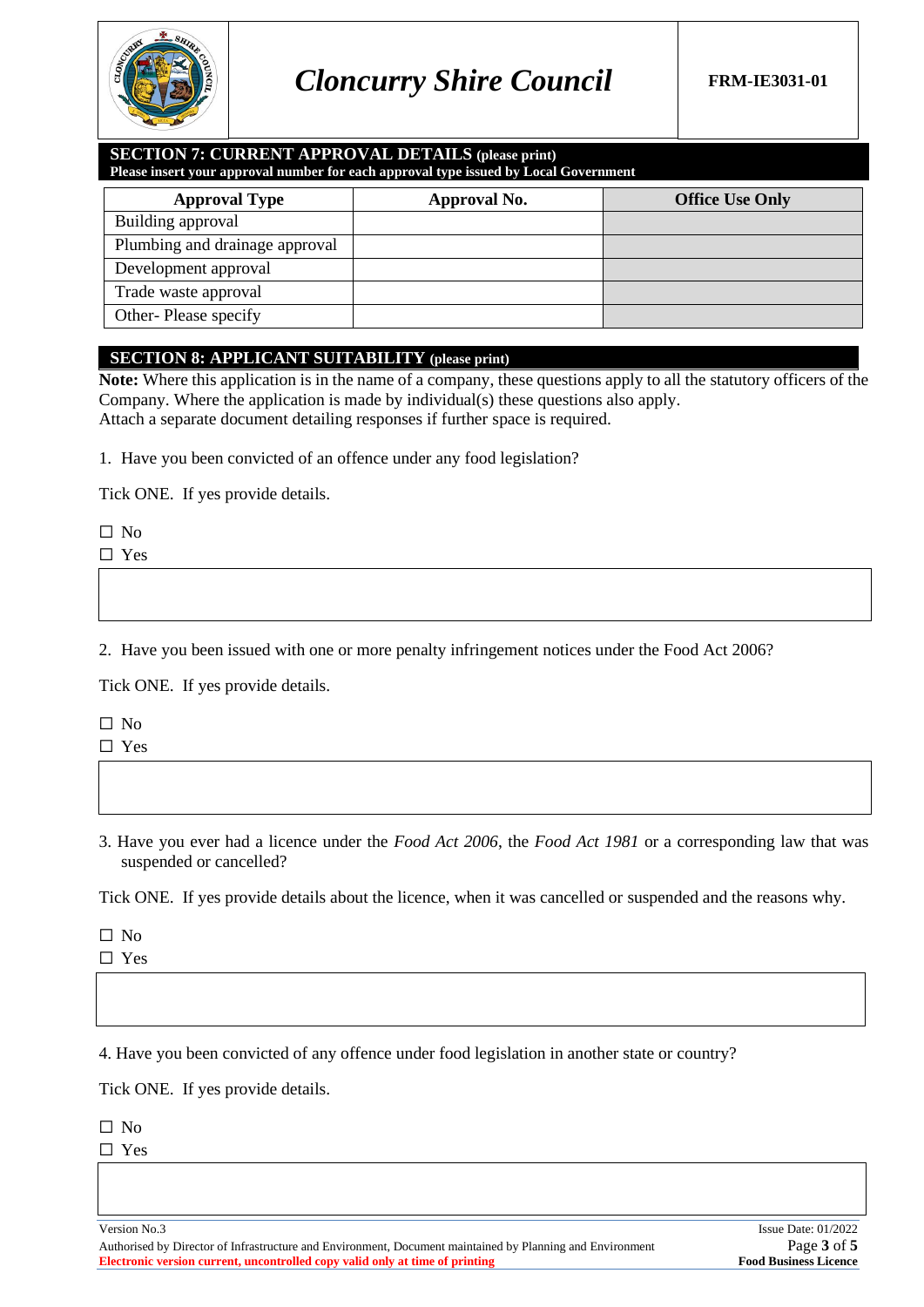## SECTION 7: CURRENT APPROVAL DETAILS (please print)

**Please insert your approval number for each approval type issued by Local Government**

| Approval Type | Approval No. | Office Use Only |
|---|---|---|
| Building approval | | |
| Plumbing and drainage approval | | |
| Development approval | | |
| Trade waste approval | | |
| Other- Please specify | | |

## SECTION 8: APPLICANT SUITABILITY (please print)

**Note:** Where this application is in the name of a company, these questions apply to all the statutory officers of the Company. Where the application is made by individual(s) these questions also apply.
Attach a separate document detailing responses if further space is required.

1. Have you been convicted of an offence under any food legislation?

Tick ONE. If yes provide details.

☐ No
☐ Yes

2. Have you been issued with one or more penalty infringement notices under the Food Act 2006?

Tick ONE. If yes provide details.

☐ No
☐ Yes

3. Have you ever had a licence under the *Food Act 2006*, the *Food Act 1981* or a corresponding law that was suspended or cancelled?

Tick ONE. If yes provide details about the licence, when it was cancelled or suspended and the reasons why.

☐ No
☐ Yes

4. Have you been convicted of any offence under food legislation in another state or country?

Tick ONE. If yes provide details.

☐ No
☐ Yes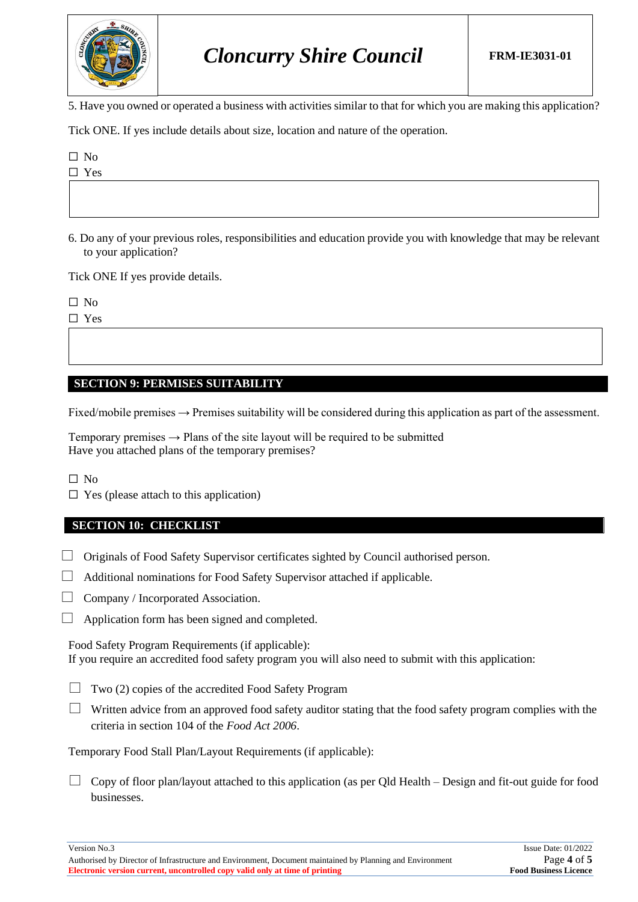5. Have you owned or operated a business with activities similar to that for which you are making this application?

Tick ONE. If yes include details about size, location and nature of the operation.

☐ No
☐ Yes

6. Do any of your previous roles, responsibilities and education provide you with knowledge that may be relevant to your application?

Tick ONE If yes provide details.

☐ No
☐ Yes

## SECTION 9: PERMISES SUITABILITY

Fixed/mobile premises → Premises suitability will be considered during this application as part of the assessment.

Temporary premises → Plans of the site layout will be required to be submitted
Have you attached plans of the temporary premises?

☐ No
☐ Yes (please attach to this application)

## SECTION 10: CHECKLIST

☐ Originals of Food Safety Supervisor certificates sighted by Council authorised person.

☐ Additional nominations for Food Safety Supervisor attached if applicable.

☐ Company / Incorporated Association.

☐ Application form has been signed and completed.

Food Safety Program Requirements (if applicable):
If you require an accredited food safety program you will also need to submit with this application:

☐ Two (2) copies of the accredited Food Safety Program

☐ Written advice from an approved food safety auditor stating that the food safety program complies with the criteria in section 104 of the *Food Act 2006*.

Temporary Food Stall Plan/Layout Requirements (if applicable):

☐ Copy of floor plan/layout attached to this application (as per Qld Health – Design and fit-out guide for food businesses.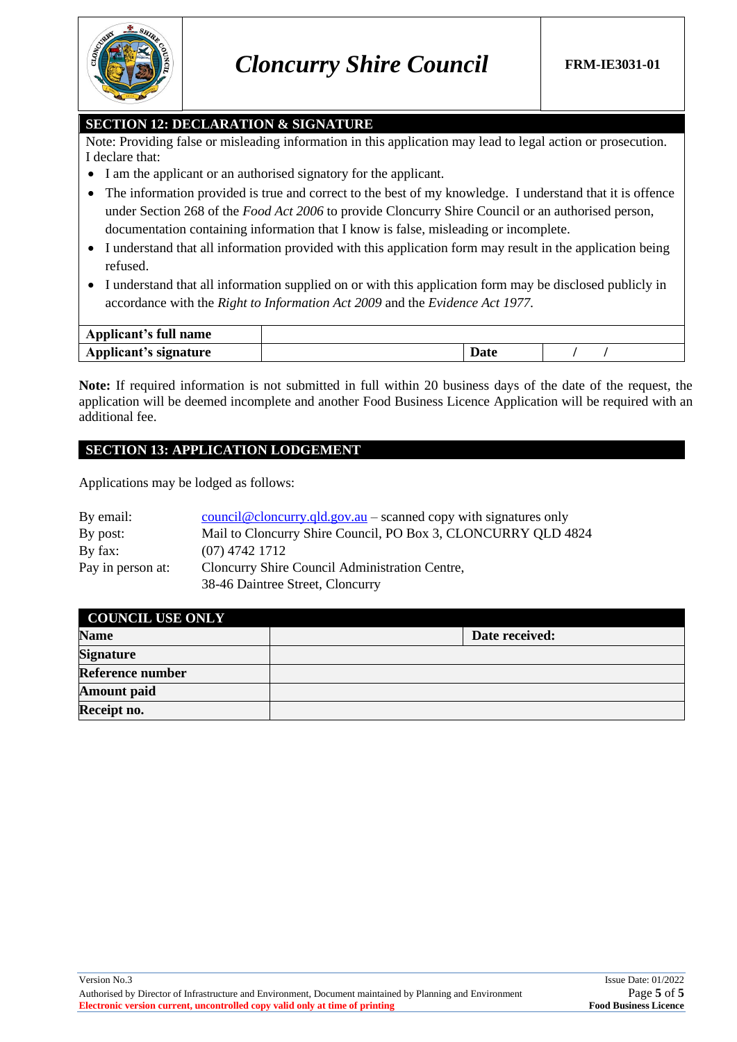## SECTION 12: DECLARATION & SIGNATURE

Note: Providing false or misleading information in this application may lead to legal action or prosecution.
I declare that:

- I am the applicant or an authorised signatory for the applicant.
- The information provided is true and correct to the best of my knowledge. I understand that it is offence under Section 268 of the *Food Act 2006* to provide Cloncurry Shire Council or an authorised person, documentation containing information that I know is false, misleading or incomplete.
- I understand that all information provided with this application form may result in the application being refused.
- I understand that all information supplied on or with this application form may be disclosed publicly in accordance with the *Right to Information Act 2009* and the *Evidence Act 1977.*

| | | | |
|---|---|---|---|
| **Applicant's full name** | | | |
| **Applicant's signature** | | **Date** | / / |

**Note:** If required information is not submitted in full within 20 business days of the date of the request, the application will be deemed incomplete and another Food Business Licence Application will be required with an additional fee.

## SECTION 13: APPLICATION LODGEMENT

Applications may be lodged as follows:

| | |
|---|---|
| By email: | council@cloncurry.qld.gov.au – scanned copy with signatures only |
| By post: | Mail to Cloncurry Shire Council, PO Box 3, CLONCURRY QLD 4824 |
| By fax: | (07) 4742 1712 |
| Pay in person at: | Cloncurry Shire Council Administration Centre, 38-46 Daintree Street, Cloncurry |

| COUNCIL USE ONLY | | |
|---|---|---|
| **Name** | | **Date received:** |
| **Signature** | | |
| **Reference number** | | |
| **Amount paid** | | |
| **Receipt no.** | | |